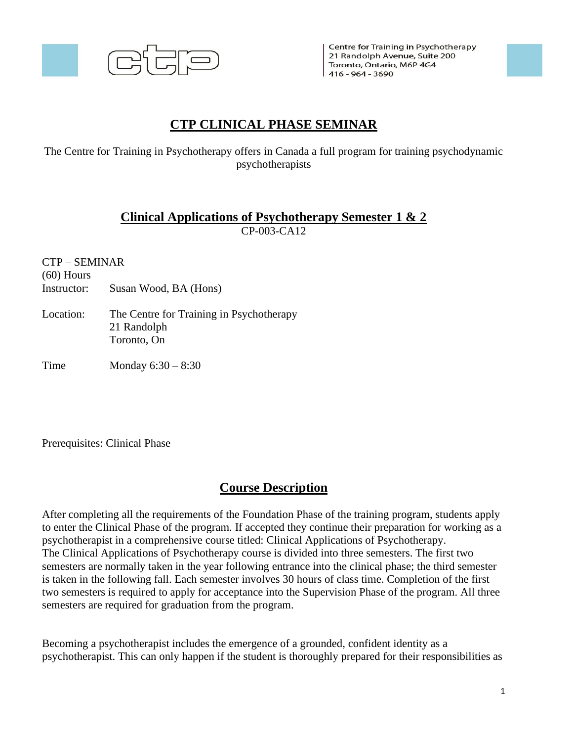Centre for Training in Psychotherapy
21 Randolph Avenue, Suite 200
Toronto, Ontario, M6P 4G4
416 - 964 - 3690

# CTP CLINICAL PHASE SEMINAR

The Centre for Training in Psychotherapy offers in Canada a full program for training psychodynamic psychotherapists

## Clinical Applications of Psychotherapy Semester 1 & 2

CP-003-CA12

CTP – SEMINAR
(60) Hours
Instructor: Susan Wood, BA (Hons)

Location: The Centre for Training in Psychotherapy
21 Randolph
Toronto, On

Time Monday 6:30 – 8:30

Prerequisites: Clinical Phase

## Course Description

After completing all the requirements of the Foundation Phase of the training program, students apply to enter the Clinical Phase of the program. If accepted they continue their preparation for working as a psychotherapist in a comprehensive course titled: Clinical Applications of Psychotherapy.
The Clinical Applications of Psychotherapy course is divided into three semesters. The first two semesters are normally taken in the year following entrance into the clinical phase; the third semester is taken in the following fall. Each semester involves 30 hours of class time. Completion of the first two semesters is required to apply for acceptance into the Supervision Phase of the program. All three semesters are required for graduation from the program.

Becoming a psychotherapist includes the emergence of a grounded, confident identity as a psychotherapist. This can only happen if the student is thoroughly prepared for their responsibilities as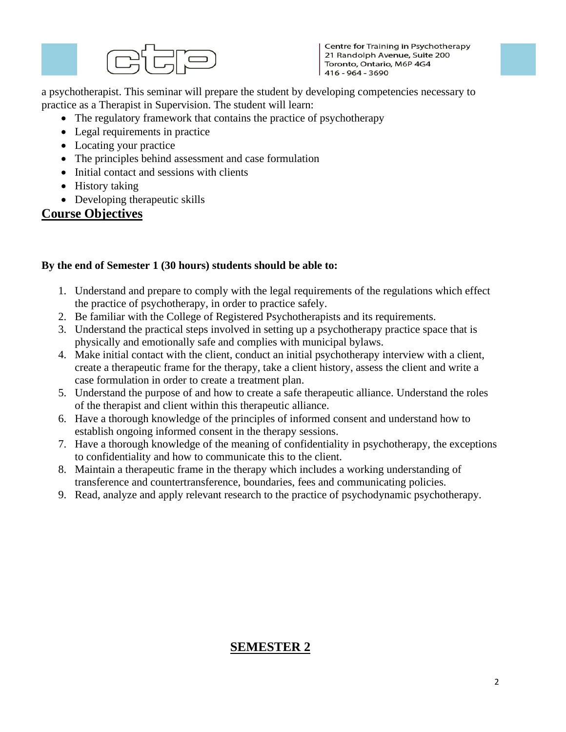a psychotherapist. This seminar will prepare the student by developing competencies necessary to practice as a Therapist in Supervision. The student will learn:

- The regulatory framework that contains the practice of psychotherapy
- Legal requirements in practice
- Locating your practice
- The principles behind assessment and case formulation
- Initial contact and sessions with clients
- History taking
- Developing therapeutic skills

## Course Objectives

**By the end of Semester 1 (30 hours) students should be able to:**

1. Understand and prepare to comply with the legal requirements of the regulations which effect the practice of psychotherapy, in order to practice safely.
2. Be familiar with the College of Registered Psychotherapists and its requirements.
3. Understand the practical steps involved in setting up a psychotherapy practice space that is physically and emotionally safe and complies with municipal bylaws.
4. Make initial contact with the client, conduct an initial psychotherapy interview with a client, create a therapeutic frame for the therapy, take a client history, assess the client and write a case formulation in order to create a treatment plan.
5. Understand the purpose of and how to create a safe therapeutic alliance. Understand the roles of the therapist and client within this therapeutic alliance.
6. Have a thorough knowledge of the principles of informed consent and understand how to establish ongoing informed consent in the therapy sessions.
7. Have a thorough knowledge of the meaning of confidentiality in psychotherapy, the exceptions to confidentiality and how to communicate this to the client.
8. Maintain a therapeutic frame in the therapy which includes a working understanding of transference and countertransference, boundaries, fees and communicating policies.
9. Read, analyze and apply relevant research to the practice of psychodynamic psychotherapy.

## SEMESTER 2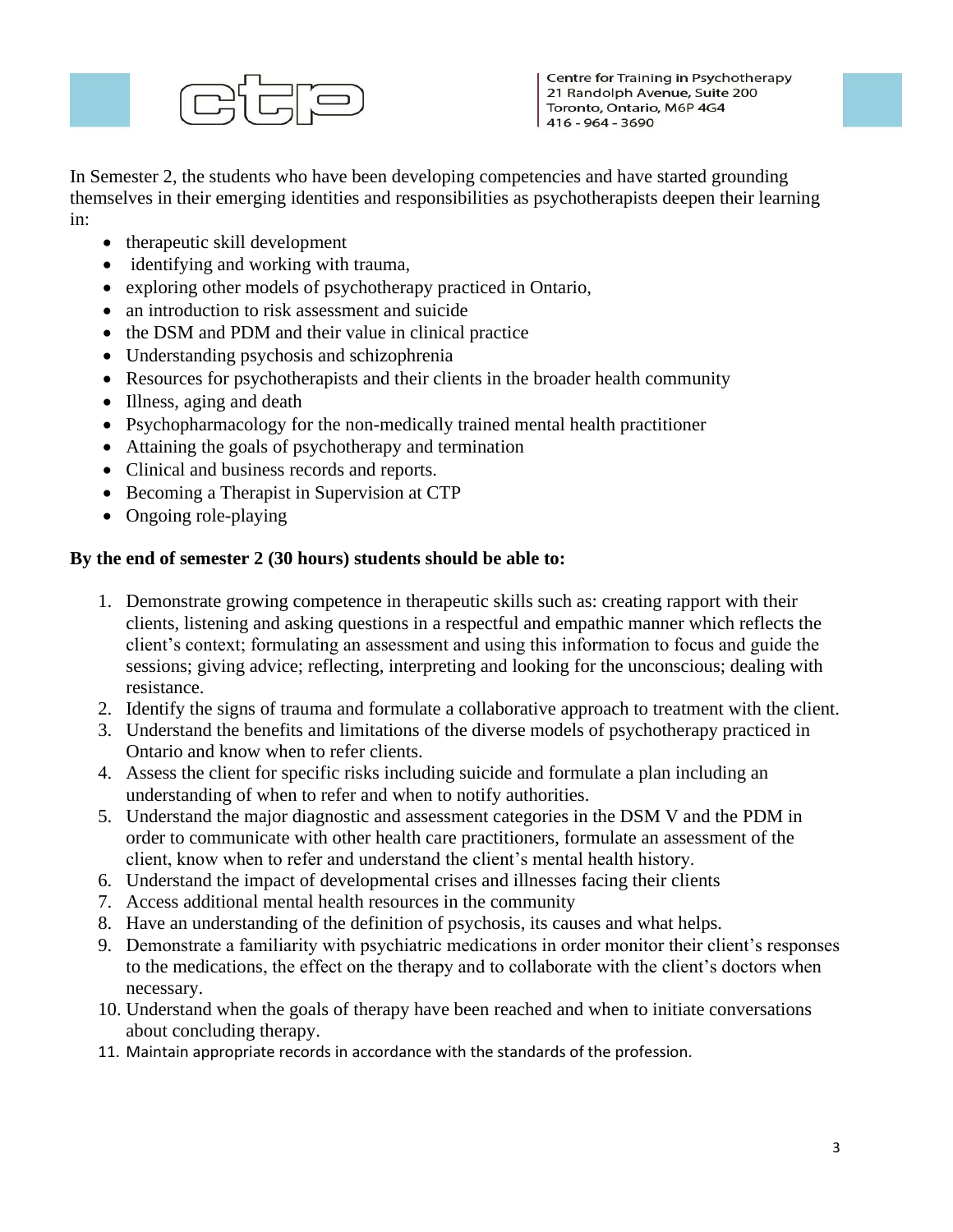In Semester 2, the students who have been developing competencies and have started grounding themselves in their emerging identities and responsibilities as psychotherapists deepen their learning in:

- therapeutic skill development
- identifying and working with trauma,
- exploring other models of psychotherapy practiced in Ontario,
- an introduction to risk assessment and suicide
- the DSM and PDM and their value in clinical practice
- Understanding psychosis and schizophrenia
- Resources for psychotherapists and their clients in the broader health community
- Illness, aging and death
- Psychopharmacology for the non-medically trained mental health practitioner
- Attaining the goals of psychotherapy and termination
- Clinical and business records and reports.
- Becoming a Therapist in Supervision at CTP
- Ongoing role-playing

**By the end of semester 2 (30 hours) students should be able to:**

1. Demonstrate growing competence in therapeutic skills such as: creating rapport with their clients, listening and asking questions in a respectful and empathic manner which reflects the client's context; formulating an assessment and using this information to focus and guide the sessions; giving advice; reflecting, interpreting and looking for the unconscious; dealing with resistance.
2. Identify the signs of trauma and formulate a collaborative approach to treatment with the client.
3. Understand the benefits and limitations of the diverse models of psychotherapy practiced in Ontario and know when to refer clients.
4. Assess the client for specific risks including suicide and formulate a plan including an understanding of when to refer and when to notify authorities.
5. Understand the major diagnostic and assessment categories in the DSM V and the PDM in order to communicate with other health care practitioners, formulate an assessment of the client, know when to refer and understand the client's mental health history.
6. Understand the impact of developmental crises and illnesses facing their clients
7. Access additional mental health resources in the community
8. Have an understanding of the definition of psychosis, its causes and what helps.
9. Demonstrate a familiarity with psychiatric medications in order monitor their client's responses to the medications, the effect on the therapy and to collaborate with the client's doctors when necessary.
10. Understand when the goals of therapy have been reached and when to initiate conversations about concluding therapy.
11. Maintain appropriate records in accordance with the standards of the profession.